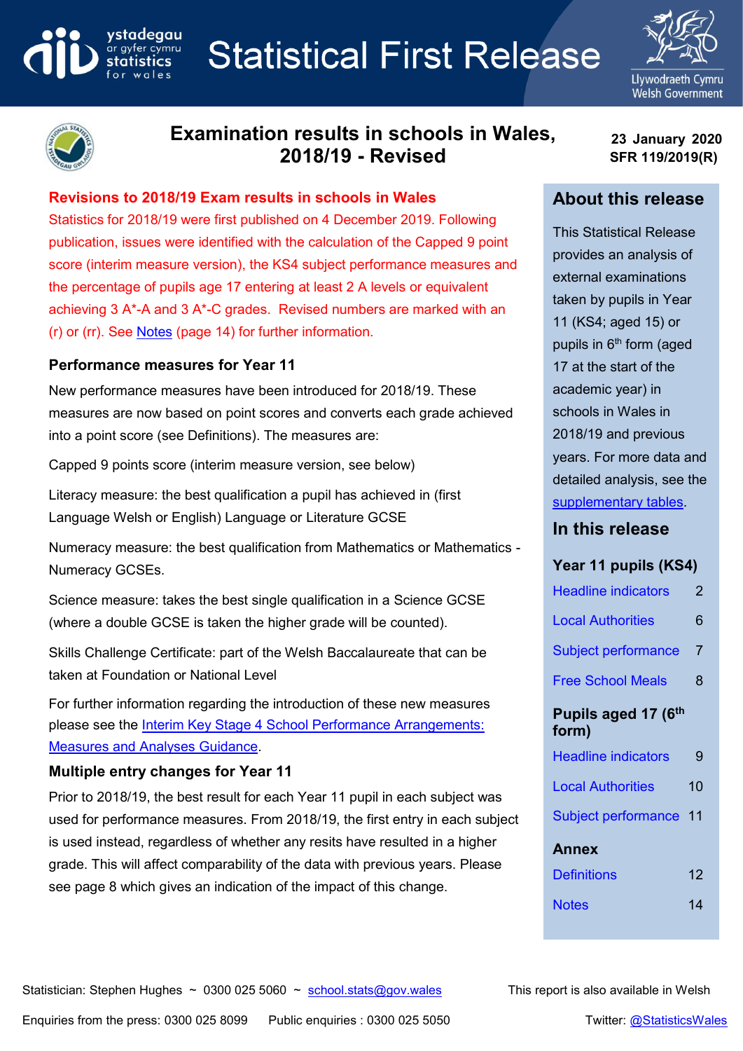# Statistical First Release

## Examination results in schools in Wales, 2018/19 - Revised

**23 January 2020**
**SFR 119/2019(R)**

### Revisions to 2018/19 Exam results in schools in Wales

Statistics for 2018/19 were first published on 4 December 2019. Following publication, issues were identified with the calculation of the Capped 9 point score (interim measure version), the KS4 subject performance measures and the percentage of pupils age 17 entering at least 2 A levels or equivalent achieving 3 A*-A and 3 A*-C grades. Revised numbers are marked with an (r) or (rr). See Notes (page 14) for further information.

### Performance measures for Year 11

New performance measures have been introduced for 2018/19. These measures are now based on point scores and converts each grade achieved into a point score (see Definitions). The measures are:

Capped 9 points score (interim measure version, see below)

Literacy measure: the best qualification a pupil has achieved in (first Language Welsh or English) Language or Literature GCSE

Numeracy measure: the best qualification from Mathematics or Mathematics - Numeracy GCSEs.

Science measure: takes the best single qualification in a Science GCSE (where a double GCSE is taken the higher grade will be counted).

Skills Challenge Certificate: part of the Welsh Baccalaureate that can be taken at Foundation or National Level

For further information regarding the introduction of these new measures please see the Interim Key Stage 4 School Performance Arrangements: Measures and Analyses Guidance.

### Multiple entry changes for Year 11

Prior to 2018/19, the best result for each Year 11 pupil in each subject was used for performance measures. From 2018/19, the first entry in each subject is used instead, regardless of whether any resits have resulted in a higher grade. This will affect comparability of the data with previous years. Please see page 8 which gives an indication of the impact of this change.

## About this release

This Statistical Release provides an analysis of external examinations taken by pupils in Year 11 (KS4; aged 15) or pupils in 6th form (aged 17 at the start of the academic year) in schools in Wales in 2018/19 and previous years. For more data and detailed analysis, see the supplementary tables.

## In this release

**Year 11 pupils (KS4)**

| | |
|---|---|
| Headline indicators | 2 |
| Local Authorities | 6 |
| Subject performance | 7 |
| Free School Meals | 8 |

**Pupils aged 17 (6th form)**

| | |
|---|---|
| Headline indicators | 9 |
| Local Authorities | 10 |
| Subject performance | 11 |

**Annex**

| | |
|---|---|
| Definitions | 12 |
| Notes | 14 |

Statistician: Stephen Hughes ~ 0300 025 5060 ~ school.stats@gov.wales

This report is also available in Welsh

Enquiries from the press: 0300 025 8099 Public enquiries : 0300 025 5050

Twitter: @StatisticsWales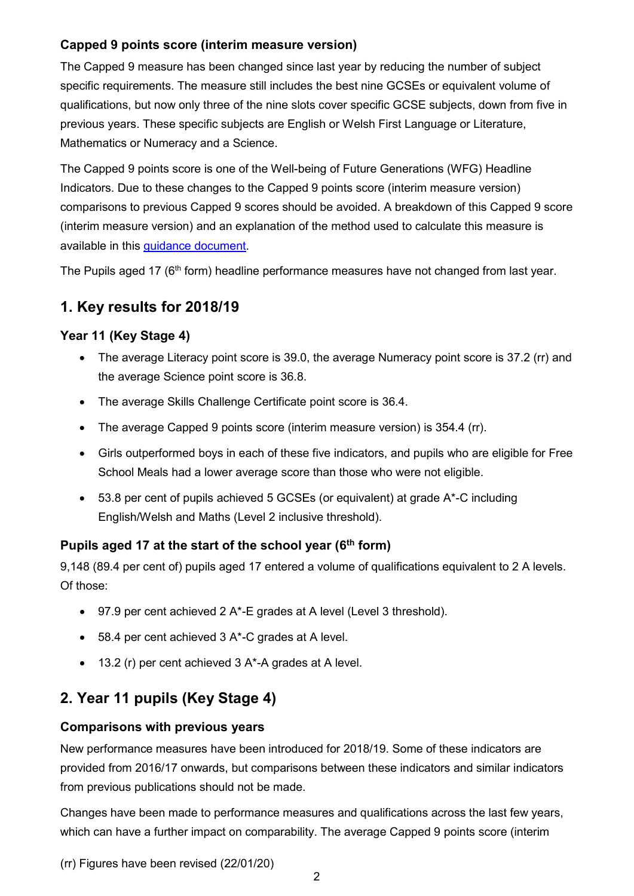### Capped 9 points score (interim measure version)

The Capped 9 measure has been changed since last year by reducing the number of subject specific requirements. The measure still includes the best nine GCSEs or equivalent volume of qualifications, but now only three of the nine slots cover specific GCSE subjects, down from five in previous years. These specific subjects are English or Welsh First Language or Literature, Mathematics or Numeracy and a Science.

The Capped 9 points score is one of the Well-being of Future Generations (WFG) Headline Indicators. Due to these changes to the Capped 9 points score (interim measure version) comparisons to previous Capped 9 scores should be avoided. A breakdown of this Capped 9 score (interim measure version) and an explanation of the method used to calculate this measure is available in this guidance document.

The Pupils aged 17 (6th form) headline performance measures have not changed from last year.

## 1. Key results for 2018/19

### Year 11 (Key Stage 4)

- The average Literacy point score is 39.0, the average Numeracy point score is 37.2 (rr) and the average Science point score is 36.8.
- The average Skills Challenge Certificate point score is 36.4.
- The average Capped 9 points score (interim measure version) is 354.4 (rr).
- Girls outperformed boys in each of these five indicators, and pupils who are eligible for Free School Meals had a lower average score than those who were not eligible.
- 53.8 per cent of pupils achieved 5 GCSEs (or equivalent) at grade A*-C including English/Welsh and Maths (Level 2 inclusive threshold).

### Pupils aged 17 at the start of the school year (6th form)

9,148 (89.4 per cent of) pupils aged 17 entered a volume of qualifications equivalent to 2 A levels. Of those:

- 97.9 per cent achieved 2 A*-E grades at A level (Level 3 threshold).
- 58.4 per cent achieved 3 A*-C grades at A level.
- 13.2 (r) per cent achieved 3 A*-A grades at A level.

## 2. Year 11 pupils (Key Stage 4)

### Comparisons with previous years

New performance measures have been introduced for 2018/19. Some of these indicators are provided from 2016/17 onwards, but comparisons between these indicators and similar indicators from previous publications should not be made.

Changes have been made to performance measures and qualifications across the last few years, which can have a further impact on comparability. The average Capped 9 points score (interim

(rr) Figures have been revised (22/01/20)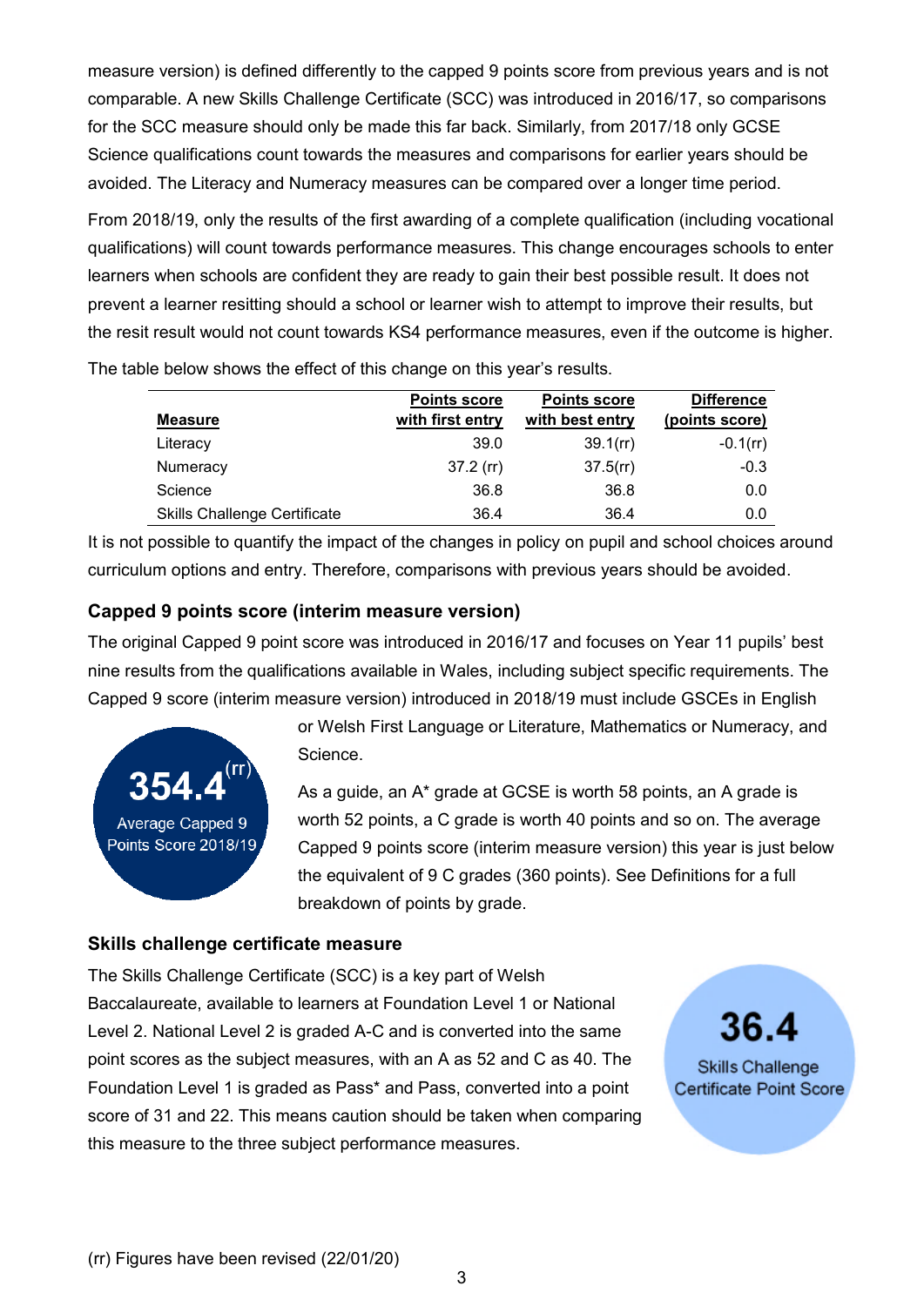measure version) is defined differently to the capped 9 points score from previous years and is not comparable. A new Skills Challenge Certificate (SCC) was introduced in 2016/17, so comparisons for the SCC measure should only be made this far back. Similarly, from 2017/18 only GCSE Science qualifications count towards the measures and comparisons for earlier years should be avoided. The Literacy and Numeracy measures can be compared over a longer time period.

From 2018/19, only the results of the first awarding of a complete qualification (including vocational qualifications) will count towards performance measures. This change encourages schools to enter learners when schools are confident they are ready to gain their best possible result. It does not prevent a learner resitting should a school or learner wish to attempt to improve their results, but the resit result would not count towards KS4 performance measures, even if the outcome is higher.

The table below shows the effect of this change on this year's results.

| Measure | Points score with first entry | Points score with best entry | Difference (points score) |
|---|---|---|---|
| Literacy | 39.0 | 39.1(rr) | -0.1(rr) |
| Numeracy | 37.2 (rr) | 37.5(rr) | -0.3 |
| Science | 36.8 | 36.8 | 0.0 |
| Skills Challenge Certificate | 36.4 | 36.4 | 0.0 |

It is not possible to quantify the impact of the changes in policy on pupil and school choices around curriculum options and entry. Therefore, comparisons with previous years should be avoided.

### Capped 9 points score (interim measure version)

The original Capped 9 point score was introduced in 2016/17 and focuses on Year 11 pupils' best nine results from the qualifications available in Wales, including subject specific requirements. The Capped 9 score (interim measure version) introduced in 2018/19 must include GSCEs in English or Welsh First Language or Literature, Mathematics or Numeracy, and Science.

**354.4(rr)**
Average Capped 9 Points Score 2018/19

As a guide, an A* grade at GCSE is worth 58 points, an A grade is worth 52 points, a C grade is worth 40 points and so on. The average Capped 9 points score (interim measure version) this year is just below the equivalent of 9 C grades (360 points). See Definitions for a full breakdown of points by grade.

### Skills challenge certificate measure

The Skills Challenge Certificate (SCC) is a key part of Welsh Baccalaureate, available to learners at Foundation Level 1 or National Level 2. National Level 2 is graded A-C and is converted into the same point scores as the subject measures, with an A as 52 and C as 40. The Foundation Level 1 is graded as Pass* and Pass, converted into a point score of 31 and 22. This means caution should be taken when comparing this measure to the three subject performance measures.

**36.4**
Skills Challenge Certificate Point Score

(rr) Figures have been revised (22/01/20)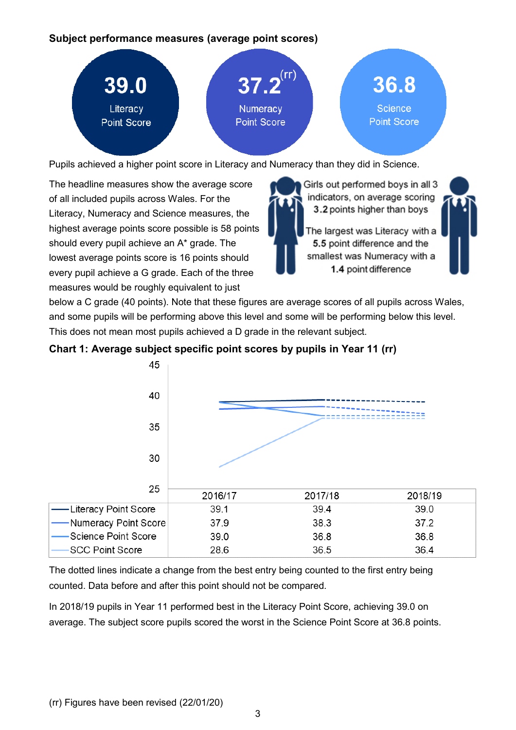**Subject performance measures (average point scores)**

**39.0** Literacy Point Score

**37.2**(rr) Numeracy Point Score

**36.8** Science Point Score

Pupils achieved a higher point score in Literacy and Numeracy than they did in Science.

The headline measures show the average score of all included pupils across Wales. For the Literacy, Numeracy and Science measures, the highest average points score possible is 58 points should every pupil achieve an A* grade. The lowest average points score is 16 points should every pupil achieve a G grade. Each of the three measures would be roughly equivalent to just below a C grade (40 points). Note that these figures are average scores of all pupils across Wales, and some pupils will be performing above this level and some will be performing below this level. This does not mean most pupils achieved a D grade in the relevant subject.

Girls out performed boys in all 3 indicators, on average scoring **3.2** points higher than boys

The largest was Literacy with a **5.5** point difference and the smallest was Numeracy with a **1.4** point difference

**Chart 1: Average subject specific point scores by pupils in Year 11 (rr)**

| | 2016/17 | 2017/18 | 2018/19 |
|---|---|---|---|
| Literacy Point Score | 39.1 | 39.4 | 39.0 |
| Numeracy Point Score | 37.9 | 38.3 | 37.2 |
| Science Point Score | 39.0 | 36.8 | 36.8 |
| SCC Point Score | 28.6 | 36.5 | 36.4 |

The dotted lines indicate a change from the best entry being counted to the first entry being counted. Data before and after this point should not be compared.

In 2018/19 pupils in Year 11 performed best in the Literacy Point Score, achieving 39.0 on average. The subject score pupils scored the worst in the Science Point Score at 36.8 points.

(rr) Figures have been revised (22/01/20)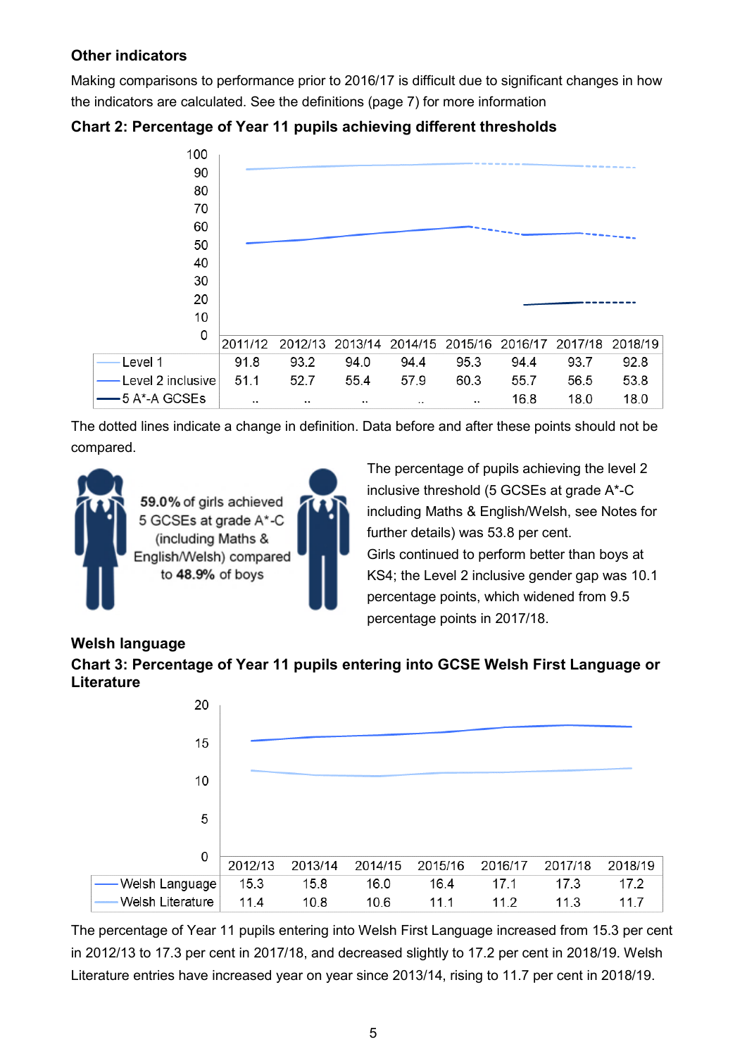### Other indicators

Making comparisons to performance prior to 2016/17 is difficult due to significant changes in how the indicators are calculated. See the definitions (page 7) for more information

### Chart 2: Percentage of Year 11 pupils achieving different thresholds

| | 2011/12 | 2012/13 | 2013/14 | 2014/15 | 2015/16 | 2016/17 | 2017/18 | 2018/19 |
|---|---|---|---|---|---|---|---|---|
| Level 1 | 91.8 | 93.2 | 94.0 | 94.4 | 95.3 | 94.4 | 93.7 | 92.8 |
| Level 2 inclusive | 51.1 | 52.7 | 55.4 | 57.9 | 60.3 | 55.7 | 56.5 | 53.8 |
| 5 A*-A GCSEs | .. | .. | .. | .. | .. | 16.8 | 18.0 | 18.0 |

The dotted lines indicate a change in definition. Data before and after these points should not be compared.

**59.0%** of girls achieved 5 GCSEs at grade A*-C (including Maths & English/Welsh) compared to **48.9%** of boys

The percentage of pupils achieving the level 2 inclusive threshold (5 GCSEs at grade A*-C including Maths & English/Welsh, see Notes for further details) was 53.8 per cent.

Girls continued to perform better than boys at KS4; the Level 2 inclusive gender gap was 10.1 percentage points, which widened from 9.5 percentage points in 2017/18.

### Welsh language

### Chart 3: Percentage of Year 11 pupils entering into GCSE Welsh First Language or Literature

| | 2012/13 | 2013/14 | 2014/15 | 2015/16 | 2016/17 | 2017/18 | 2018/19 |
|---|---|---|---|---|---|---|---|
| Welsh Language | 15.3 | 15.8 | 16.0 | 16.4 | 17.1 | 17.3 | 17.2 |
| Welsh Literature | 11.4 | 10.8 | 10.6 | 11.1 | 11.2 | 11.3 | 11.7 |

The percentage of Year 11 pupils entering into Welsh First Language increased from 15.3 per cent in 2012/13 to 17.3 per cent in 2017/18, and decreased slightly to 17.2 per cent in 2018/19. Welsh Literature entries have increased year on year since 2013/14, rising to 11.7 per cent in 2018/19.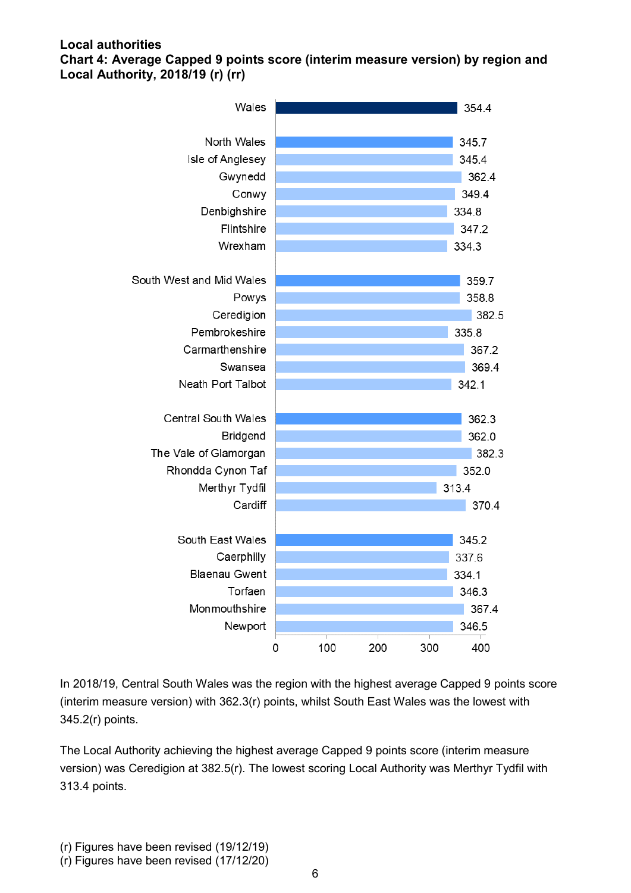## Local authorities

**Chart 4: Average Capped 9 points score (interim measure version) by region and Local Authority, 2018/19 (r) (rr)**

| Area | Score |
|---|---|
| Wales | 354.4 |
| North Wales | 345.7 |
| Isle of Anglesey | 345.4 |
| Gwynedd | 362.4 |
| Conwy | 349.4 |
| Denbighshire | 334.8 |
| Flintshire | 347.2 |
| Wrexham | 334.3 |
| South West and Mid Wales | 359.7 |
| Powys | 358.8 |
| Ceredigion | 382.5 |
| Pembrokeshire | 335.8 |
| Carmarthenshire | 367.2 |
| Swansea | 369.4 |
| Neath Port Talbot | 342.1 |
| Central South Wales | 362.3 |
| Bridgend | 362.0 |
| The Vale of Glamorgan | 382.3 |
| Rhondda Cynon Taf | 352.0 |
| Merthyr Tydfil | 313.4 |
| Cardiff | 370.4 |
| South East Wales | 345.2 |
| Caerphilly | 337.6 |
| Blaenau Gwent | 334.1 |
| Torfaen | 346.3 |
| Monmouthshire | 367.4 |
| Newport | 346.5 |

In 2018/19, Central South Wales was the region with the highest average Capped 9 points score (interim measure version) with 362.3(r) points, whilst South East Wales was the lowest with 345.2(r) points.

The Local Authority achieving the highest average Capped 9 points score (interim measure version) was Ceredigion at 382.5(r). The lowest scoring Local Authority was Merthyr Tydfil with 313.4 points.

(r) Figures have been revised (19/12/19)
(r) Figures have been revised (17/12/20)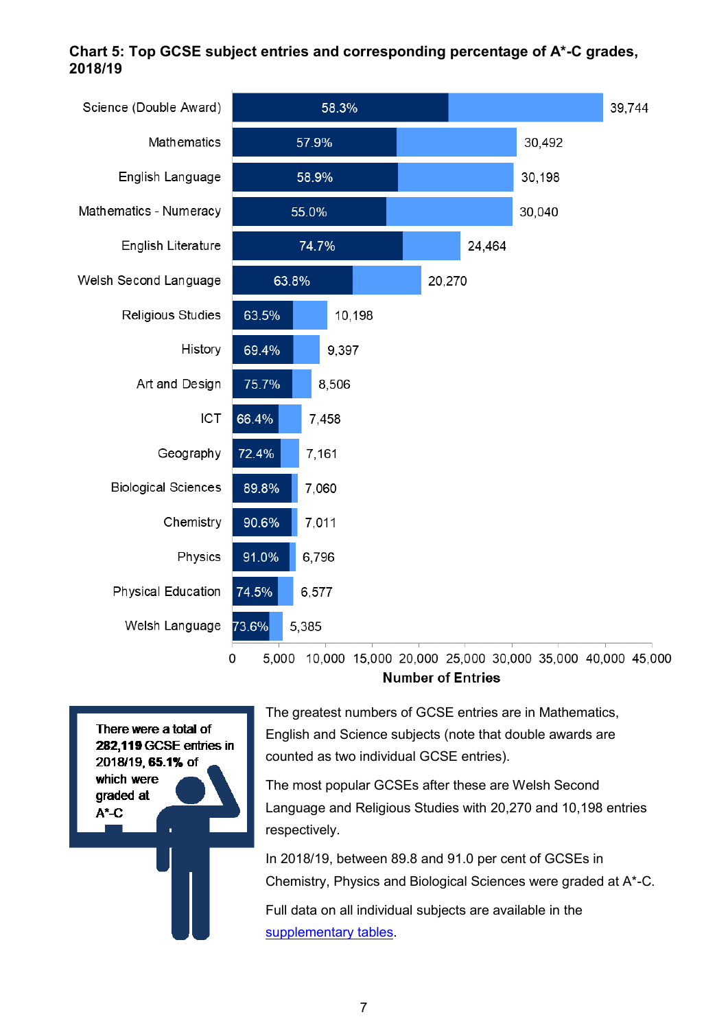**Chart 5: Top GCSE subject entries and corresponding percentage of A*-C grades, 2018/19**

| Subject | Percentage A*-C | Number of Entries |
|---|---|---|
| Science (Double Award) | 58.3% | 39,744 |
| Mathematics | 57.9% | 30,492 |
| English Language | 58.9% | 30,198 |
| Mathematics - Numeracy | 55.0% | 30,040 |
| English Literature | 74.7% | 24,464 |
| Welsh Second Language | 63.8% | 20,270 |
| Religious Studies | 63.5% | 10,198 |
| History | 69.4% | 9,397 |
| Art and Design | 75.7% | 8,506 |
| ICT | 66.4% | 7,458 |
| Geography | 72.4% | 7,161 |
| Biological Sciences | 89.8% | 7,060 |
| Chemistry | 90.6% | 7,011 |
| Physics | 91.0% | 6,796 |
| Physical Education | 74.5% | 6,577 |
| Welsh Language | 73.6% | 5,385 |

There were a total of **282,119** GCSE entries in 2018/19, **65.1%** of which were graded at A*-C

The greatest numbers of GCSE entries are in Mathematics, English and Science subjects (note that double awards are counted as two individual GCSE entries).

The most popular GCSEs after these are Welsh Second Language and Religious Studies with 20,270 and 10,198 entries respectively.

In 2018/19, between 89.8 and 91.0 per cent of GCSEs in Chemistry, Physics and Biological Sciences were graded at A*-C.

Full data on all individual subjects are available in the supplementary tables.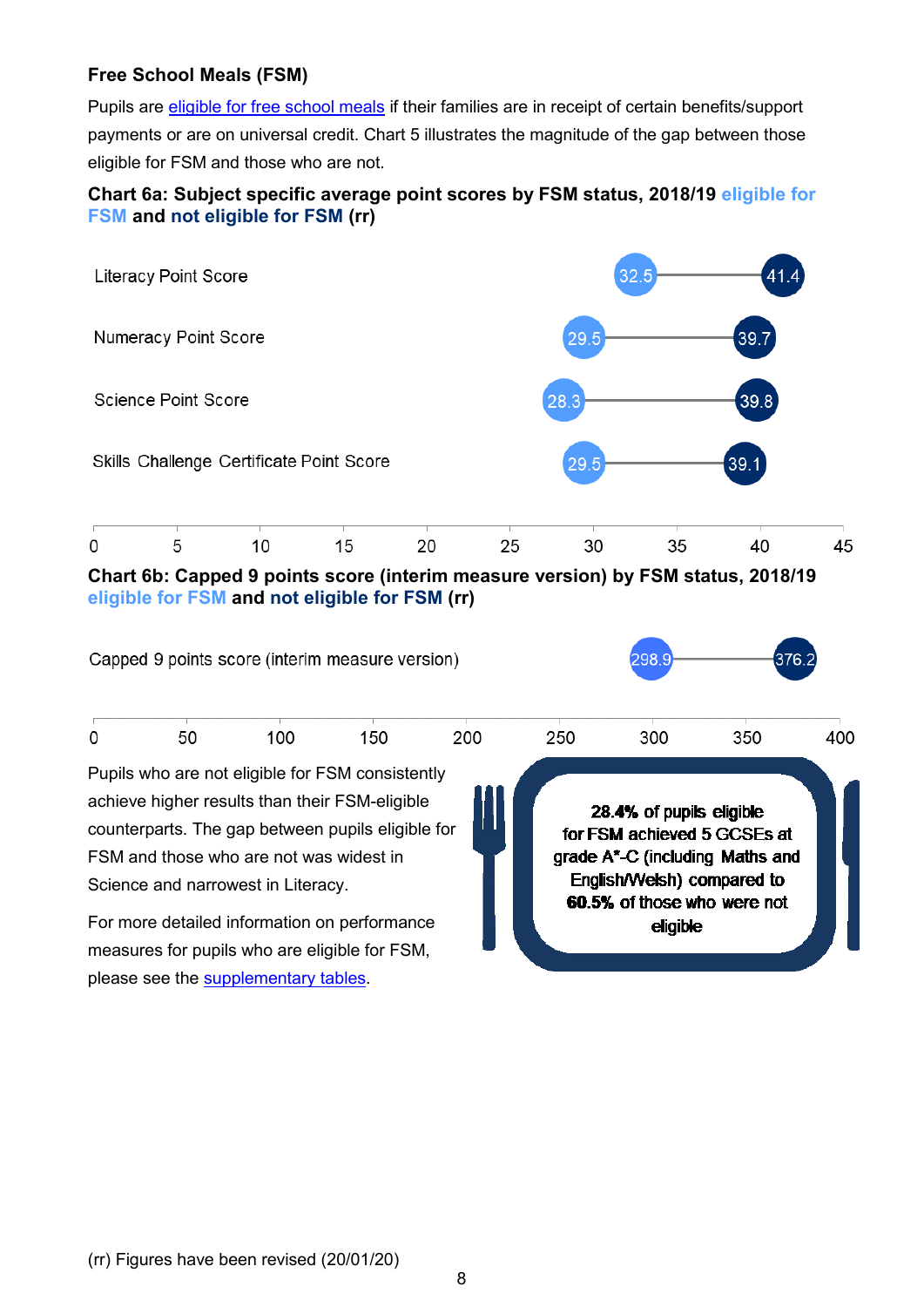### Free School Meals (FSM)

Pupils are eligible for free school meals if their families are in receipt of certain benefits/support payments or are on universal credit. Chart 5 illustrates the magnitude of the gap between those eligible for FSM and those who are not.

**Chart 6a: Subject specific average point scores by FSM status, 2018/19 eligible for FSM and not eligible for FSM (rr)**

| | Eligible for FSM | Not eligible for FSM |
|---|---|---|
| Literacy Point Score | 32.5 | 41.4 |
| Numeracy Point Score | 29.5 | 39.7 |
| Science Point Score | 28.3 | 39.8 |
| Skills Challenge Certificate Point Score | 29.5 | 39.1 |

**Chart 6b: Capped 9 points score (interim measure version) by FSM status, 2018/19 eligible for FSM and not eligible for FSM (rr)**

| | Eligible for FSM | Not eligible for FSM |
|---|---|---|
| Capped 9 points score (interim measure version) | 298.9 | 376.2 |

Pupils who are not eligible for FSM consistently achieve higher results than their FSM-eligible counterparts. The gap between pupils eligible for FSM and those who are not was widest in Science and narrowest in Literacy.

For more detailed information on performance measures for pupils who are eligible for FSM, please see the supplementary tables.

**28.4%** of pupils eligible for FSM achieved 5 GCSEs at grade A*-C (including Maths and English/Welsh) compared to **60.5%** of those who were not eligible

(rr) Figures have been revised (20/01/20)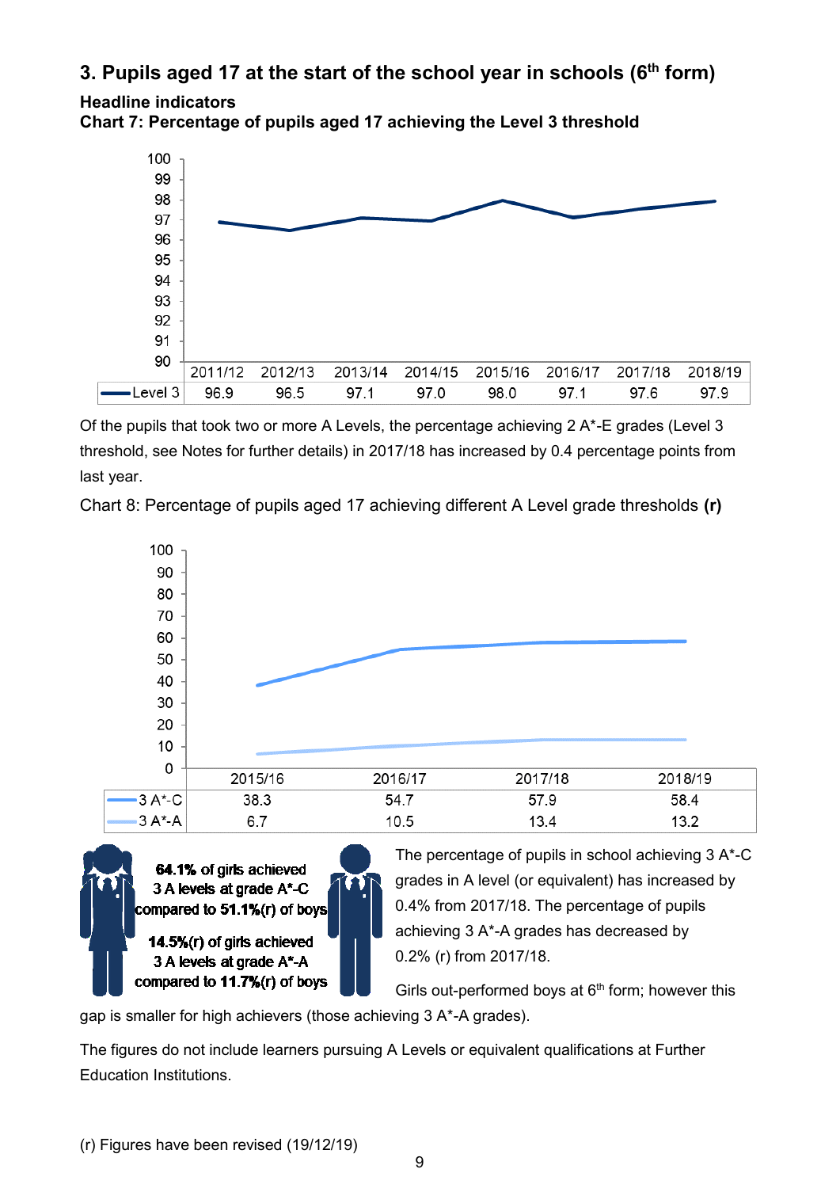## 3. Pupils aged 17 at the start of the school year in schools (6th form)

### Headline indicators

**Chart 7: Percentage of pupils aged 17 achieving the Level 3 threshold**

| | 2011/12 | 2012/13 | 2013/14 | 2014/15 | 2015/16 | 2016/17 | 2017/18 | 2018/19 |
|---|---|---|---|---|---|---|---|---|
| Level 3 | 96.9 | 96.5 | 97.1 | 97.0 | 98.0 | 97.1 | 97.6 | 97.9 |

Of the pupils that took two or more A Levels, the percentage achieving 2 A*-E grades (Level 3 threshold, see Notes for further details) in 2017/18 has increased by 0.4 percentage points from last year.

Chart 8: Percentage of pupils aged 17 achieving different A Level grade thresholds **(r)**

| | 2015/16 | 2016/17 | 2017/18 | 2018/19 |
|---|---|---|---|---|
| 3 A*-C | 38.3 | 54.7 | 57.9 | 58.4 |
| 3 A*-A | 6.7 | 10.5 | 13.4 | 13.2 |

**64.1%** of girls achieved 3 A levels at grade A*-C compared to **51.1%**(r) of boys

**14.5%**(r) of girls achieved 3 A levels at grade A*-A compared to **11.7%**(r) of boys

The percentage of pupils in school achieving 3 A*-C grades in A level (or equivalent) has increased by 0.4% from 2017/18. The percentage of pupils achieving 3 A*-A grades has decreased by 0.2% (r) from 2017/18.

Girls out-performed boys at 6th form; however this gap is smaller for high achievers (those achieving 3 A*-A grades).

The figures do not include learners pursuing A Levels or equivalent qualifications at Further Education Institutions.

(r) Figures have been revised (19/12/19)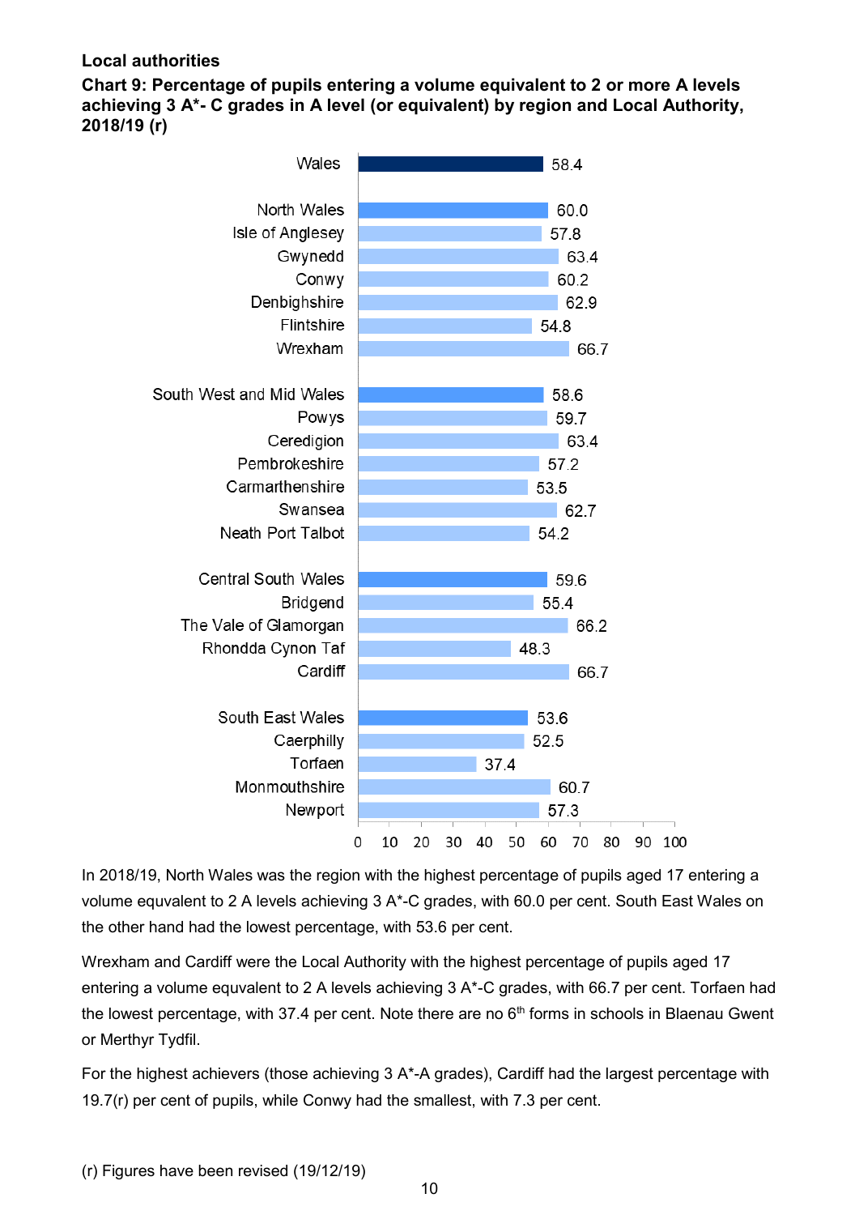**Local authorities**

**Chart 9: Percentage of pupils entering a volume equivalent to 2 or more A levels achieving 3 A*- C grades in A level (or equivalent) by region and Local Authority, 2018/19 (r)**

| Area | Percentage |
|---|---|
| Wales | 58.4 |
| North Wales | 60.0 |
| Isle of Anglesey | 57.8 |
| Gwynedd | 63.4 |
| Conwy | 60.2 |
| Denbighshire | 62.9 |
| Flintshire | 54.8 |
| Wrexham | 66.7 |
| South West and Mid Wales | 58.6 |
| Powys | 59.7 |
| Ceredigion | 63.4 |
| Pembrokeshire | 57.2 |
| Carmarthenshire | 53.5 |
| Swansea | 62.7 |
| Neath Port Talbot | 54.2 |
| Central South Wales | 59.6 |
| Bridgend | 55.4 |
| The Vale of Glamorgan | 66.2 |
| Rhondda Cynon Taf | 48.3 |
| Cardiff | 66.7 |
| South East Wales | 53.6 |
| Caerphilly | 52.5 |
| Torfaen | 37.4 |
| Monmouthshire | 60.7 |
| Newport | 57.3 |

In 2018/19, North Wales was the region with the highest percentage of pupils aged 17 entering a volume equivalent to 2 A levels achieving 3 A*-C grades, with 60.0 per cent. South East Wales on the other hand had the lowest percentage, with 53.6 per cent.

Wrexham and Cardiff were the Local Authority with the highest percentage of pupils aged 17 entering a volume equivalent to 2 A levels achieving 3 A*-C grades, with 66.7 per cent. Torfaen had the lowest percentage, with 37.4 per cent. Note there are no 6th forms in schools in Blaenau Gwent or Merthyr Tydfil.

For the highest achievers (those achieving 3 A*-A grades), Cardiff had the largest percentage with 19.7(r) per cent of pupils, while Conwy had the smallest, with 7.3 per cent.

(r) Figures have been revised (19/12/19)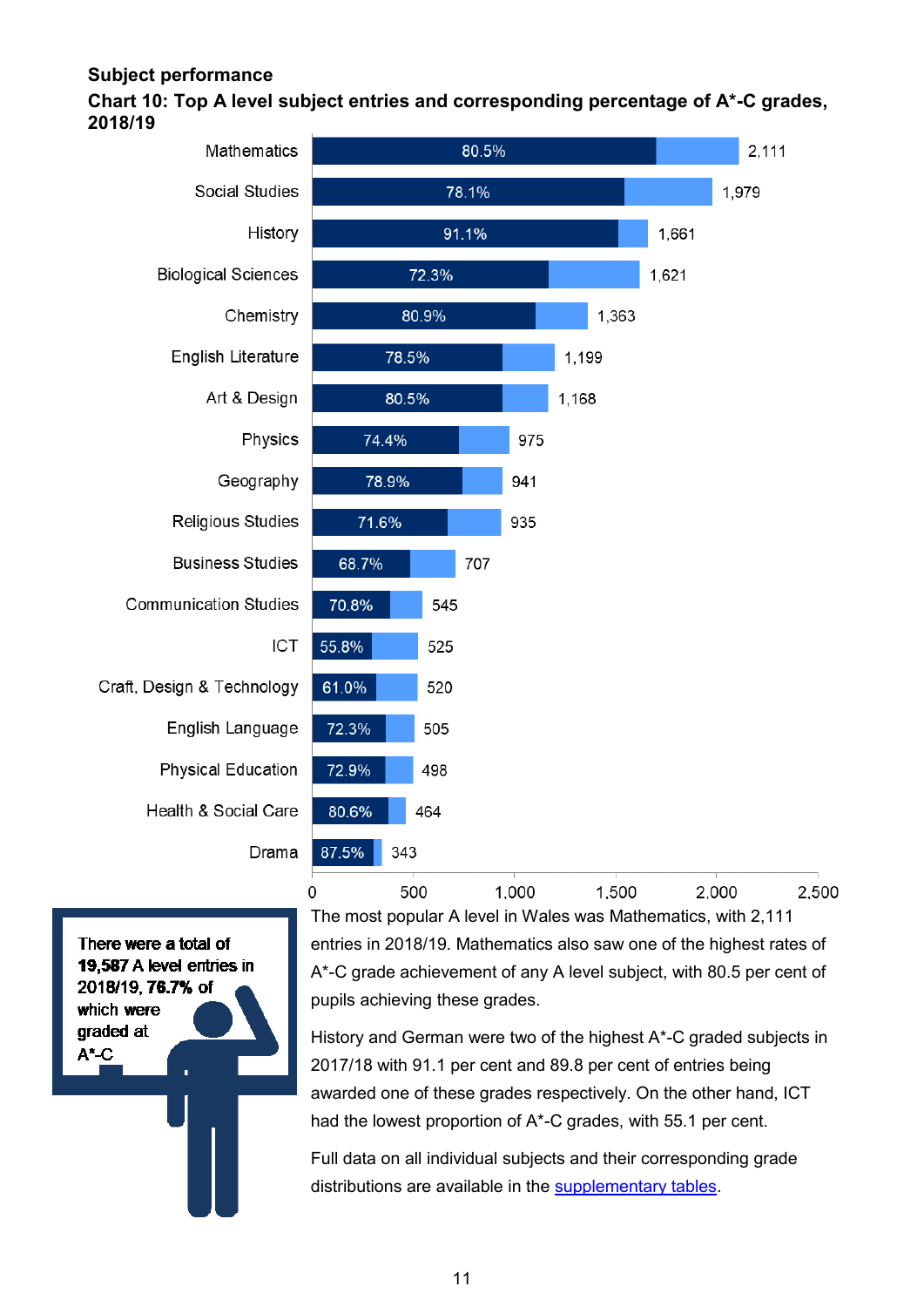## Subject performance

### Chart 10: Top A level subject entries and corresponding percentage of A*-C grades, 2018/19

| Subject | Percentage A*-C | Entries |
|---|---|---|
| Mathematics | 80.5% | 2,111 |
| Social Studies | 78.1% | 1,979 |
| History | 91.1% | 1,661 |
| Biological Sciences | 72.3% | 1,621 |
| Chemistry | 80.9% | 1,363 |
| English Literature | 78.5% | 1,199 |
| Art & Design | 80.5% | 1,168 |
| Physics | 74.4% | 975 |
| Geography | 78.9% | 941 |
| Religious Studies | 71.6% | 935 |
| Business Studies | 68.7% | 707 |
| Communication Studies | 70.8% | 545 |
| ICT | 55.8% | 525 |
| Craft, Design & Technology | 61.0% | 520 |
| English Language | 72.3% | 505 |
| Physical Education | 72.9% | 498 |
| Health & Social Care | 80.6% | 464 |
| Drama | 87.5% | 343 |

There were a total of **19,587** A level entries in 2018/19, **76.7%** of which were graded at A*-C

The most popular A level in Wales was Mathematics, with 2,111 entries in 2018/19. Mathematics also saw one of the highest rates of A*-C grade achievement of any A level subject, with 80.5 per cent of pupils achieving these grades.

History and German were two of the highest A*-C graded subjects in 2017/18 with 91.1 per cent and 89.8 per cent of entries being awarded one of these grades respectively. On the other hand, ICT had the lowest proportion of A*-C grades, with 55.1 per cent.

Full data on all individual subjects and their corresponding grade distributions are available in the supplementary tables.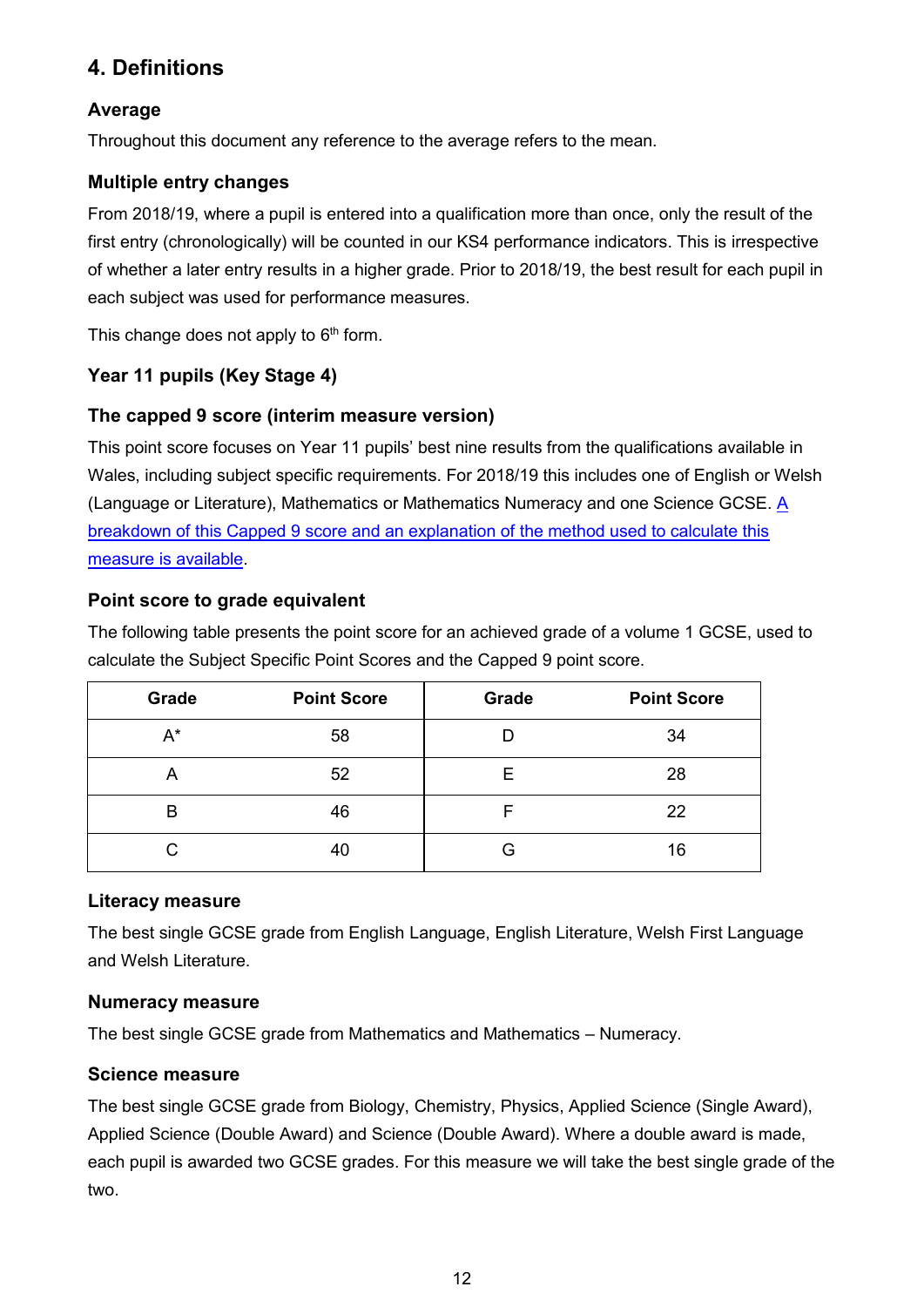## 4. Definitions

### Average

Throughout this document any reference to the average refers to the mean.

### Multiple entry changes

From 2018/19, where a pupil is entered into a qualification more than once, only the result of the first entry (chronologically) will be counted in our KS4 performance indicators. This is irrespective of whether a later entry results in a higher grade. Prior to 2018/19, the best result for each pupil in each subject was used for performance measures.

This change does not apply to 6th form.

### Year 11 pupils (Key Stage 4)

### The capped 9 score (interim measure version)

This point score focuses on Year 11 pupils' best nine results from the qualifications available in Wales, including subject specific requirements. For 2018/19 this includes one of English or Welsh (Language or Literature), Mathematics or Mathematics Numeracy and one Science GCSE. [A breakdown of this Capped 9 score and an explanation of the method used to calculate this measure is available].

### Point score to grade equivalent

The following table presents the point score for an achieved grade of a volume 1 GCSE, used to calculate the Subject Specific Point Scores and the Capped 9 point score.

| Grade | Point Score | Grade | Point Score |
|---|---|---|---|
| A* | 58 | D | 34 |
| A | 52 | E | 28 |
| B | 46 | F | 22 |
| C | 40 | G | 16 |

### Literacy measure

The best single GCSE grade from English Language, English Literature, Welsh First Language and Welsh Literature.

### Numeracy measure

The best single GCSE grade from Mathematics and Mathematics – Numeracy.

### Science measure

The best single GCSE grade from Biology, Chemistry, Physics, Applied Science (Single Award), Applied Science (Double Award) and Science (Double Award). Where a double award is made, each pupil is awarded two GCSE grades. For this measure we will take the best single grade of the two.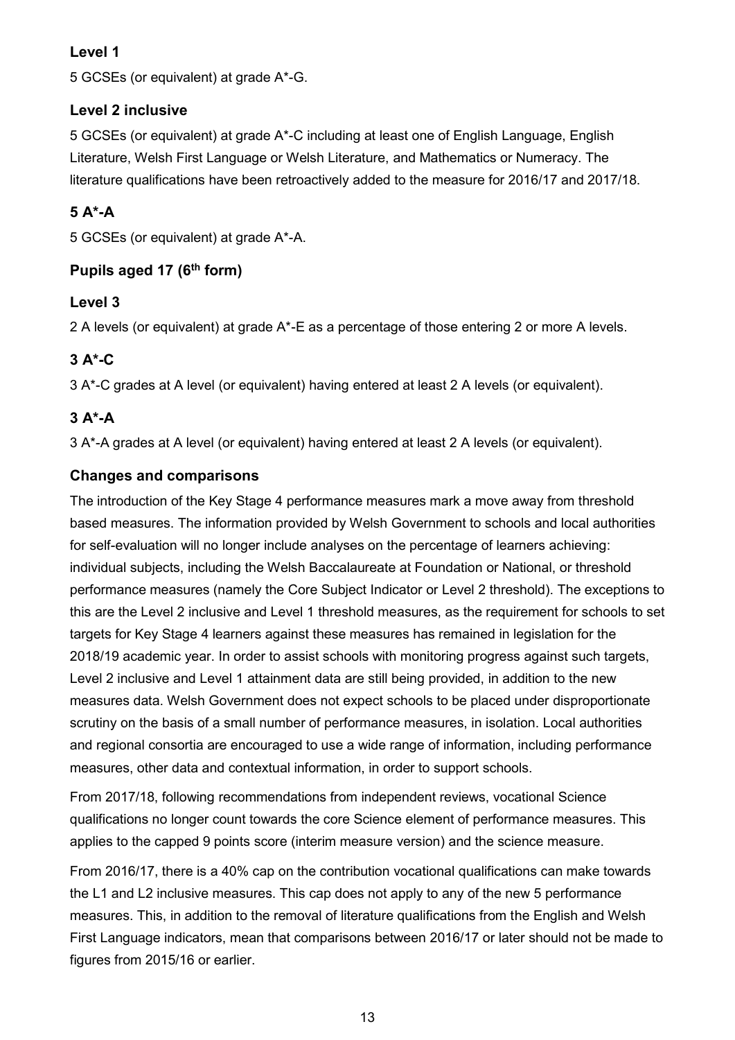### Level 1

5 GCSEs (or equivalent) at grade A*-G.

### Level 2 inclusive

5 GCSEs (or equivalent) at grade A*-C including at least one of English Language, English Literature, Welsh First Language or Welsh Literature, and Mathematics or Numeracy. The literature qualifications have been retroactively added to the measure for 2016/17 and 2017/18.

### 5 A*-A

5 GCSEs (or equivalent) at grade A*-A.

### Pupils aged 17 (6th form)

### Level 3

2 A levels (or equivalent) at grade A*-E as a percentage of those entering 2 or more A levels.

### 3 A*-C

3 A*-C grades at A level (or equivalent) having entered at least 2 A levels (or equivalent).

### 3 A*-A

3 A*-A grades at A level (or equivalent) having entered at least 2 A levels (or equivalent).

### Changes and comparisons

The introduction of the Key Stage 4 performance measures mark a move away from threshold based measures. The information provided by Welsh Government to schools and local authorities for self-evaluation will no longer include analyses on the percentage of learners achieving: individual subjects, including the Welsh Baccalaureate at Foundation or National, or threshold performance measures (namely the Core Subject Indicator or Level 2 threshold). The exceptions to this are the Level 2 inclusive and Level 1 threshold measures, as the requirement for schools to set targets for Key Stage 4 learners against these measures has remained in legislation for the 2018/19 academic year. In order to assist schools with monitoring progress against such targets, Level 2 inclusive and Level 1 attainment data are still being provided, in addition to the new measures data. Welsh Government does not expect schools to be placed under disproportionate scrutiny on the basis of a small number of performance measures, in isolation. Local authorities and regional consortia are encouraged to use a wide range of information, including performance measures, other data and contextual information, in order to support schools.

From 2017/18, following recommendations from independent reviews, vocational Science qualifications no longer count towards the core Science element of performance measures. This applies to the capped 9 points score (interim measure version) and the science measure.

From 2016/17, there is a 40% cap on the contribution vocational qualifications can make towards the L1 and L2 inclusive measures. This cap does not apply to any of the new 5 performance measures. This, in addition to the removal of literature qualifications from the English and Welsh First Language indicators, mean that comparisons between 2016/17 or later should not be made to figures from 2015/16 or earlier.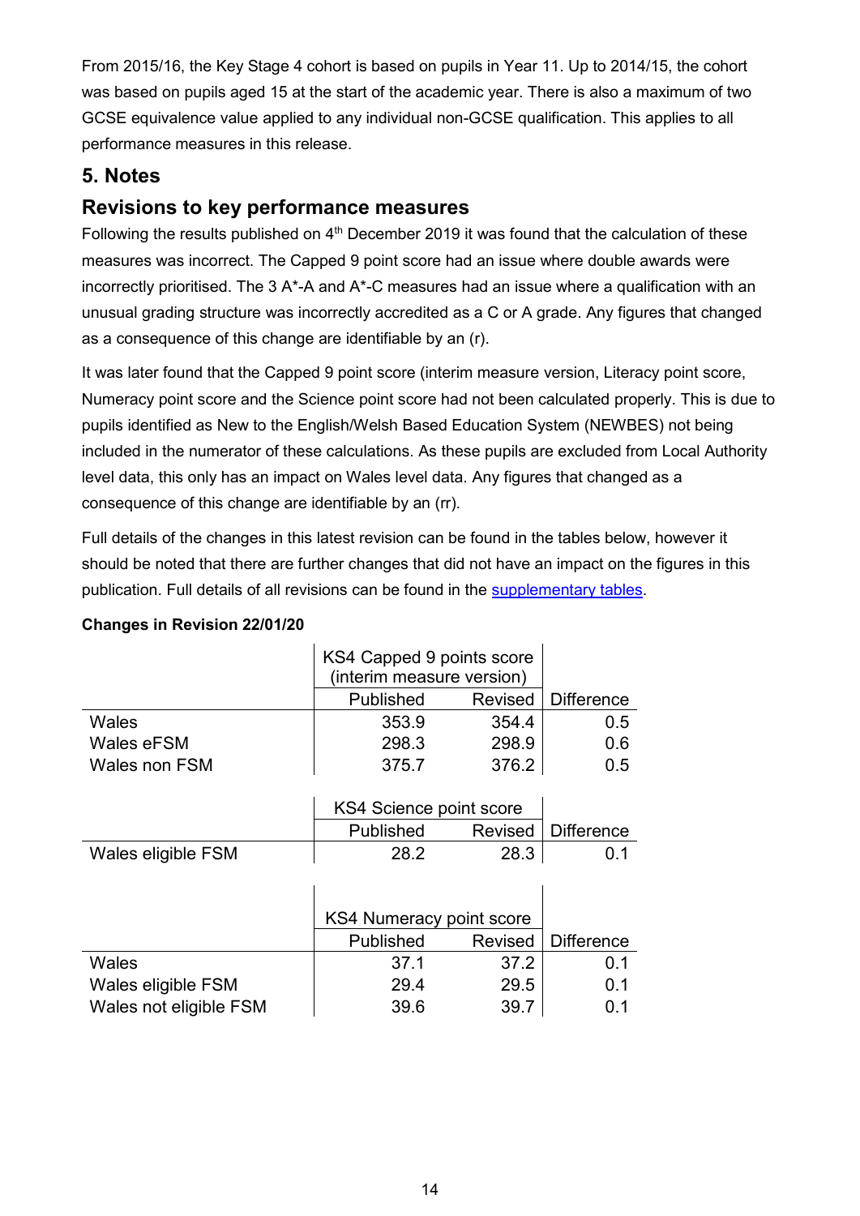From 2015/16, the Key Stage 4 cohort is based on pupils in Year 11. Up to 2014/15, the cohort was based on pupils aged 15 at the start of the academic year. There is also a maximum of two GCSE equivalence value applied to any individual non-GCSE qualification. This applies to all performance measures in this release.

## 5. Notes

## Revisions to key performance measures

Following the results published on 4th December 2019 it was found that the calculation of these measures was incorrect. The Capped 9 point score had an issue where double awards were incorrectly prioritised. The 3 A*-A and A*-C measures had an issue where a qualification with an unusual grading structure was incorrectly accredited as a C or A grade. Any figures that changed as a consequence of this change are identifiable by an (r).

It was later found that the Capped 9 point score (interim measure version, Literacy point score, Numeracy point score and the Science point score had not been calculated properly. This is due to pupils identified as New to the English/Welsh Based Education System (NEWBES) not being included in the numerator of these calculations. As these pupils are excluded from Local Authority level data, this only has an impact on Wales level data. Any figures that changed as a consequence of this change are identifiable by an (rr).

Full details of the changes in this latest revision can be found in the tables below, however it should be noted that there are further changes that did not have an impact on the figures in this publication. Full details of all revisions can be found in the supplementary tables.

**Changes in Revision 22/01/20**

| | KS4 Capped 9 points score (interim measure version) | | |
|---|---|---|---|
| | Published | Revised | Difference |
| Wales | 353.9 | 354.4 | 0.5 |
| Wales eFSM | 298.3 | 298.9 | 0.6 |
| Wales non FSM | 375.7 | 376.2 | 0.5 |

| | KS4 Science point score | | |
|---|---|---|---|
| | Published | Revised | Difference |
| Wales eligible FSM | 28.2 | 28.3 | 0.1 |

| | KS4 Numeracy point score | | |
|---|---|---|---|
| | Published | Revised | Difference |
| Wales | 37.1 | 37.2 | 0.1 |
| Wales eligible FSM | 29.4 | 29.5 | 0.1 |
| Wales not eligible FSM | 39.6 | 39.7 | 0.1 |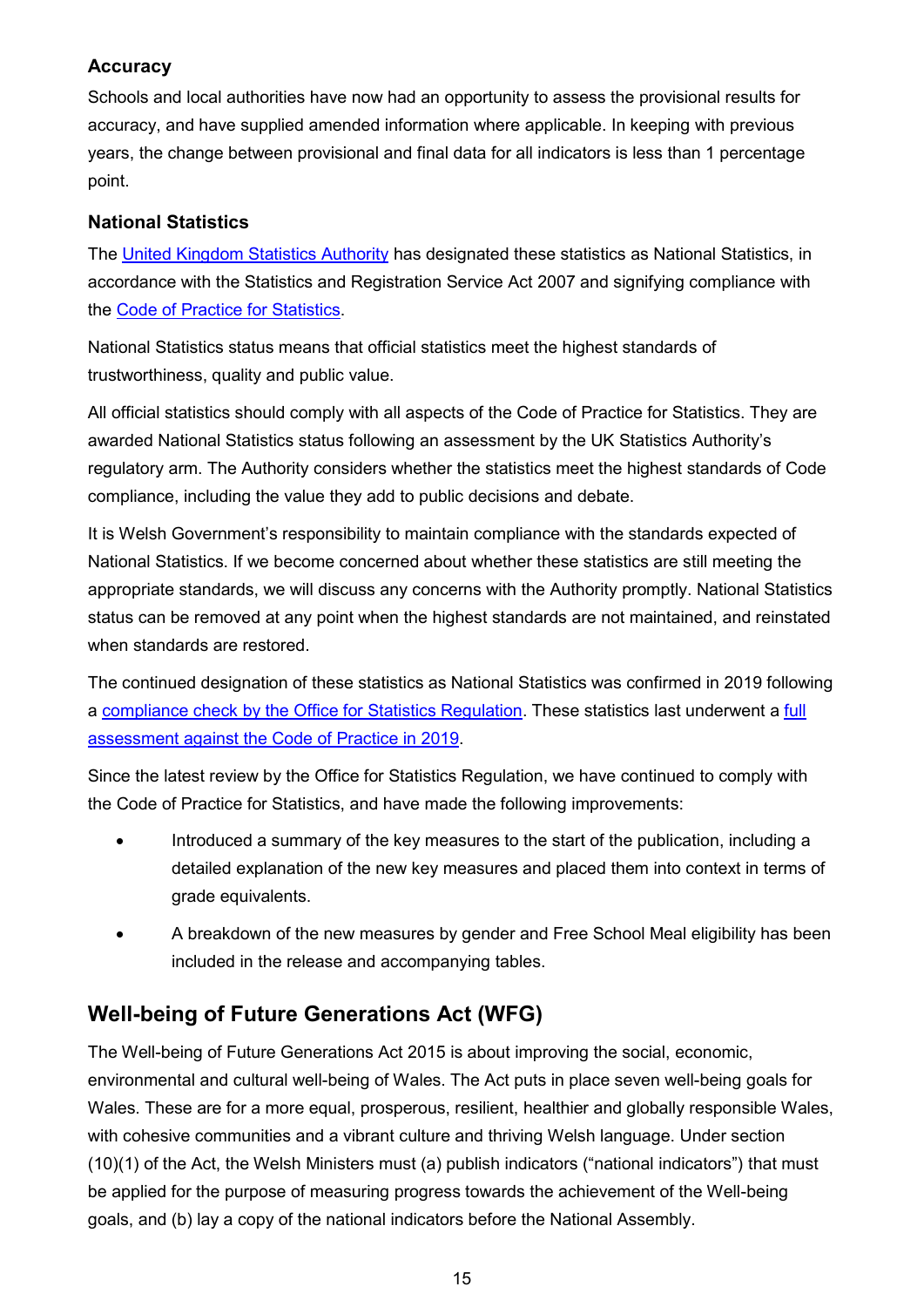### Accuracy

Schools and local authorities have now had an opportunity to assess the provisional results for accuracy, and have supplied amended information where applicable. In keeping with previous years, the change between provisional and final data for all indicators is less than 1 percentage point.

### National Statistics

The [United Kingdom Statistics Authority] has designated these statistics as National Statistics, in accordance with the Statistics and Registration Service Act 2007 and signifying compliance with the [Code of Practice for Statistics].

National Statistics status means that official statistics meet the highest standards of trustworthiness, quality and public value.

All official statistics should comply with all aspects of the Code of Practice for Statistics. They are awarded National Statistics status following an assessment by the UK Statistics Authority's regulatory arm. The Authority considers whether the statistics meet the highest standards of Code compliance, including the value they add to public decisions and debate.

It is Welsh Government's responsibility to maintain compliance with the standards expected of National Statistics. If we become concerned about whether these statistics are still meeting the appropriate standards, we will discuss any concerns with the Authority promptly. National Statistics status can be removed at any point when the highest standards are not maintained, and reinstated when standards are restored.

The continued designation of these statistics as National Statistics was confirmed in 2019 following a [compliance check by the Office for Statistics Regulation]. These statistics last underwent a [full assessment against the Code of Practice in 2019].

Since the latest review by the Office for Statistics Regulation, we have continued to comply with the Code of Practice for Statistics, and have made the following improvements:

- Introduced a summary of the key measures to the start of the publication, including a detailed explanation of the new key measures and placed them into context in terms of grade equivalents.
- A breakdown of the new measures by gender and Free School Meal eligibility has been included in the release and accompanying tables.

## Well-being of Future Generations Act (WFG)

The Well-being of Future Generations Act 2015 is about improving the social, economic, environmental and cultural well-being of Wales. The Act puts in place seven well-being goals for Wales. These are for a more equal, prosperous, resilient, healthier and globally responsible Wales, with cohesive communities and a vibrant culture and thriving Welsh language. Under section (10)(1) of the Act, the Welsh Ministers must (a) publish indicators ("national indicators") that must be applied for the purpose of measuring progress towards the achievement of the Well-being goals, and (b) lay a copy of the national indicators before the National Assembly.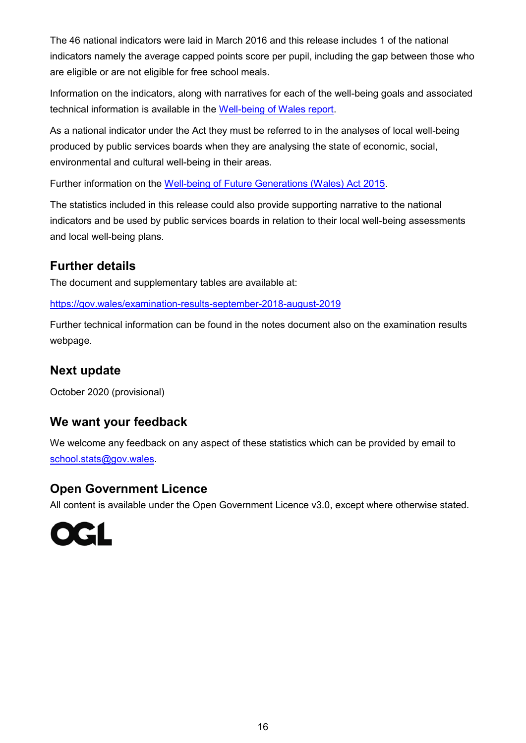The 46 national indicators were laid in March 2016 and this release includes 1 of the national indicators namely the average capped points score per pupil, including the gap between those who are eligible or are not eligible for free school meals.

Information on the indicators, along with narratives for each of the well-being goals and associated technical information is available in the Well-being of Wales report.

As a national indicator under the Act they must be referred to in the analyses of local well-being produced by public services boards when they are analysing the state of economic, social, environmental and cultural well-being in their areas.

Further information on the Well-being of Future Generations (Wales) Act 2015.

The statistics included in this release could also provide supporting narrative to the national indicators and be used by public services boards in relation to their local well-being assessments and local well-being plans.

## Further details

The document and supplementary tables are available at:

https://gov.wales/examination-results-september-2018-august-2019

Further technical information can be found in the notes document also on the examination results webpage.

## Next update

October 2020 (provisional)

## We want your feedback

We welcome any feedback on any aspect of these statistics which can be provided by email to school.stats@gov.wales.

## Open Government Licence

All content is available under the Open Government Licence v3.0, except where otherwise stated.

OGL